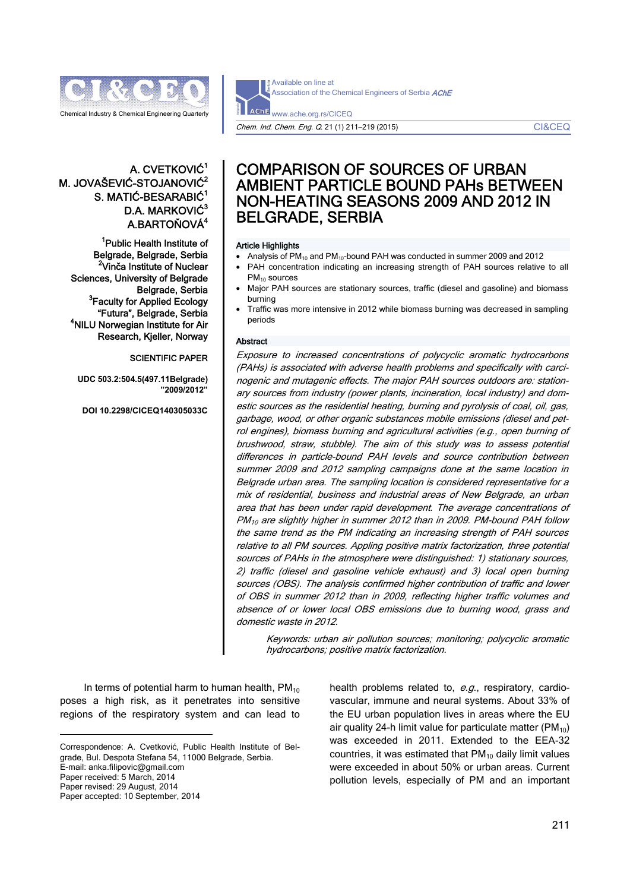# COMPARISON OF SOURCES OF URBAN AMBIENT PARTICLE BOUND PAHs BETWEEN NON-HEATING SEASONS 2009 AND 2012 IN BELGRADE, SERBIA

A. CVETKOVIĆ[1]
M. JOVAŠEVIĆ-STOJANOVIĆ[2]
S. MATIĆ-BESARABIĆ[1]
D.A. MARKOVIĆ[3]
A.BARTOŇOVÁ[4]

[1]Public Health Institute of Belgrade, Belgrade, Serbia
[2]Vinča Institute of Nuclear Sciences, University of Belgrade Belgrade, Serbia
[3]Faculty for Applied Ecology "Futura", Belgrade, Serbia
[4]NILU Norwegian Institute for Air Research, Kjeller, Norway

SCIENTIFIC PAPER

UDC 503.2:504.5(497.11Belgrade) "2009/2012"

DOI 10.2298/CICEQ140305033C

### Article Highlights

- Analysis of $PM_{10}$ and $PM_{10}$-bound PAH was conducted in summer 2009 and 2012
- PAH concentration indicating an increasing strength of PAH sources relative to all $PM_{10}$ sources
- Major PAH sources are stationary sources, traffic (diesel and gasoline) and biomass burning
- Traffic was more intensive in 2012 while biomass burning was decreased in sampling periods

### Abstract

*Exposure to increased concentrations of polycyclic aromatic hydrocarbons (PAHs) is associated with adverse health problems and specifically with carcinogenic and mutagenic effects. The major PAH sources outdoors are: stationary sources from industry (power plants, incineration, local industry) and domestic sources as the residential heating, burning and pyrolysis of coal, oil, gas, garbage, wood, or other organic substances mobile emissions (diesel and petrol engines), biomass burning and agricultural activities (e.g., open burning of brushwood, straw, stubble). The aim of this study was to assess potential differences in particle-bound PAH levels and source contribution between summer 2009 and 2012 sampling campaigns done at the same location in Belgrade urban area. The sampling location is considered representative for a mix of residential, business and industrial areas of New Belgrade, an urban area that has been under rapid development. The average concentrations of $PM_{10}$ are slightly higher in summer 2012 than in 2009. PM-bound PAH follow the same trend as the PM indicating an increasing strength of PAH sources relative to all PM sources. Appling positive matrix factorization, three potential sources of PAHs in the atmosphere were distinguished: 1) stationary sources, 2) traffic (diesel and gasoline vehicle exhaust) and 3) local open burning sources (OBS). The analysis confirmed higher contribution of traffic and lower of OBS in summer 2012 than in 2009, reflecting higher traffic volumes and absence of or lower local OBS emissions due to burning wood, grass and domestic waste in 2012.*

*Keywords: urban air pollution sources; monitoring; polycyclic aromatic hydrocarbons; positive matrix factorization.*

In terms of potential harm to human health, $PM_{10}$ poses a high risk, as it penetrates into sensitive regions of the respiratory system and can lead to health problems related to, *e.g.*, respiratory, cardiovascular, immune and neural systems. About 33% of the EU urban population lives in areas where the EU air quality 24-h limit value for particulate matter ($PM_{10}$) was exceeded in 2011. Extended to the EEA-32 countries, it was estimated that $PM_{10}$ daily limit values were exceeded in about 50% or urban areas. Current pollution levels, especially of PM and an important

Correspondence: A. Cvetković, Public Health Institute of Belgrade, Bul. Despota Stefana 54, 11000 Belgrade, Serbia.
E-mail: anka.filipovic@gmail.com
Paper received: 5 March, 2014
Paper revised: 29 August, 2014
Paper accepted: 10 September, 2014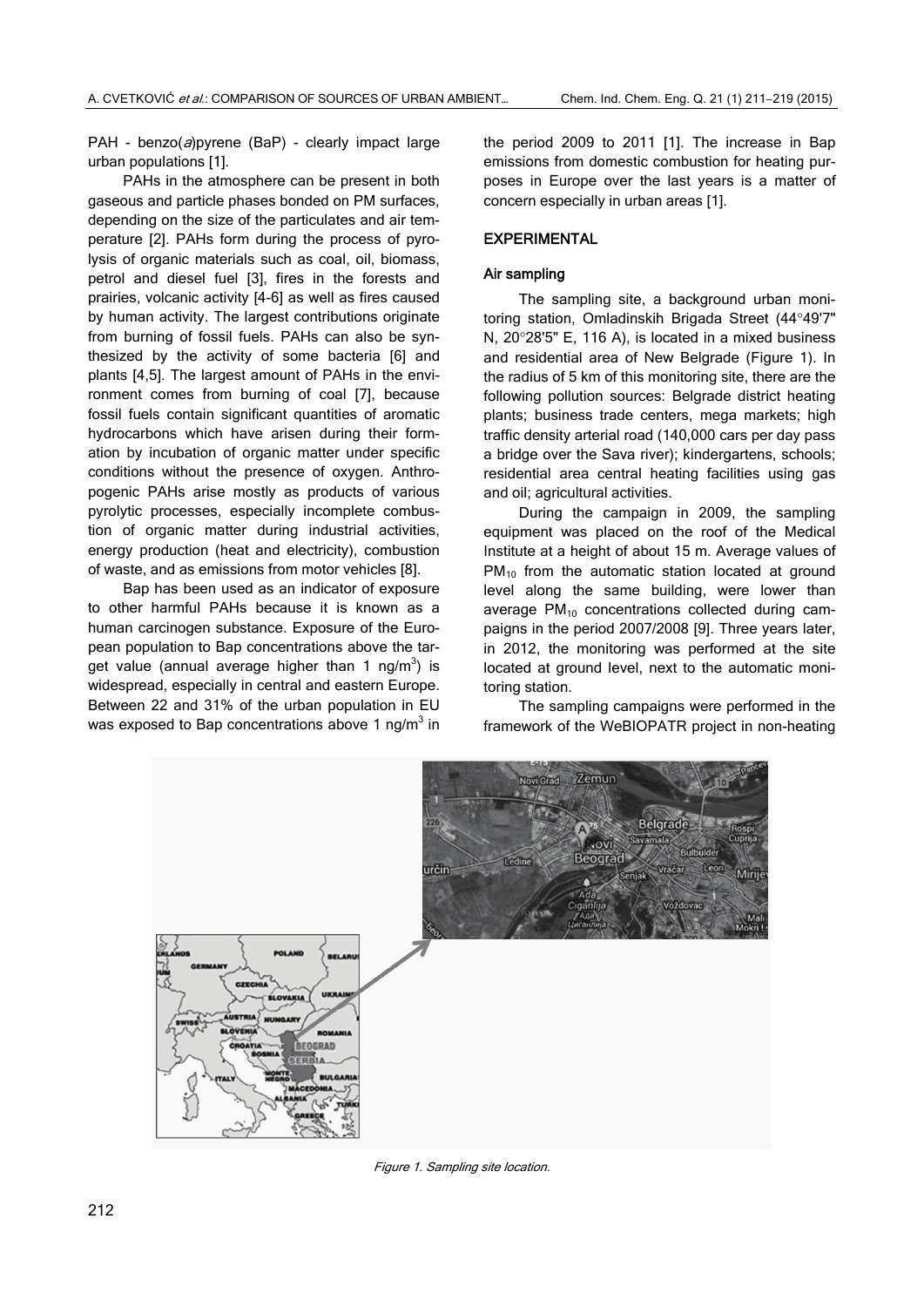PAH - benzo(*a*)pyrene (BaP) - clearly impact large urban populations [1].

PAHs in the atmosphere can be present in both gaseous and particle phases bonded on PM surfaces, depending on the size of the particulates and air temperature [2]. PAHs form during the process of pyrolysis of organic materials such as coal, oil, biomass, petrol and diesel fuel [3], fires in the forests and prairies, volcanic activity [4-6] as well as fires caused by human activity. The largest contributions originate from burning of fossil fuels. PAHs can also be synthesized by the activity of some bacteria [6] and plants [4,5]. The largest amount of PAHs in the environment comes from burning of coal [7], because fossil fuels contain significant quantities of aromatic hydrocarbons which have arisen during their formation by incubation of organic matter under specific conditions without the presence of oxygen. Anthropogenic PAHs arise mostly as products of various pyrolytic processes, especially incomplete combustion of organic matter during industrial activities, energy production (heat and electricity), combustion of waste, and as emissions from motor vehicles [8].

Bap has been used as an indicator of exposure to other harmful PAHs because it is known as a human carcinogen substance. Exposure of the European population to Bap concentrations above the target value (annual average higher than 1 ng/m$^3$) is widespread, especially in central and eastern Europe. Between 22 and 31% of the urban population in EU was exposed to Bap concentrations above 1 ng/m$^3$ in the period 2009 to 2011 [1]. The increase in Bap emissions from domestic combustion for heating purposes in Europe over the last years is a matter of concern especially in urban areas [1].

## EXPERIMENTAL

### Air sampling

The sampling site, a background urban monitoring station, Omladinskih Brigada Street (44°49'7" N, 20°28'5" E, 116 A), is located in a mixed business and residential area of New Belgrade (Figure 1). In the radius of 5 km of this monitoring site, there are the following pollution sources: Belgrade district heating plants; business trade centers, mega markets; high traffic density arterial road (140,000 cars per day pass a bridge over the Sava river); kindergartens, schools; residential area central heating facilities using gas and oil; agricultural activities.

During the campaign in 2009, the sampling equipment was placed on the roof of the Medical Institute at a height of about 15 m. Average values of $PM_{10}$ from the automatic station located at ground level along the same building, were lower than average $PM_{10}$ concentrations collected during campaigns in the period 2007/2008 [9]. Three years later, in 2012, the monitoring was performed at the site located at ground level, next to the automatic monitoring station.

The sampling campaigns were performed in the framework of the WeBIOPATR project in non-heating

*Figure 1. Sampling site location.*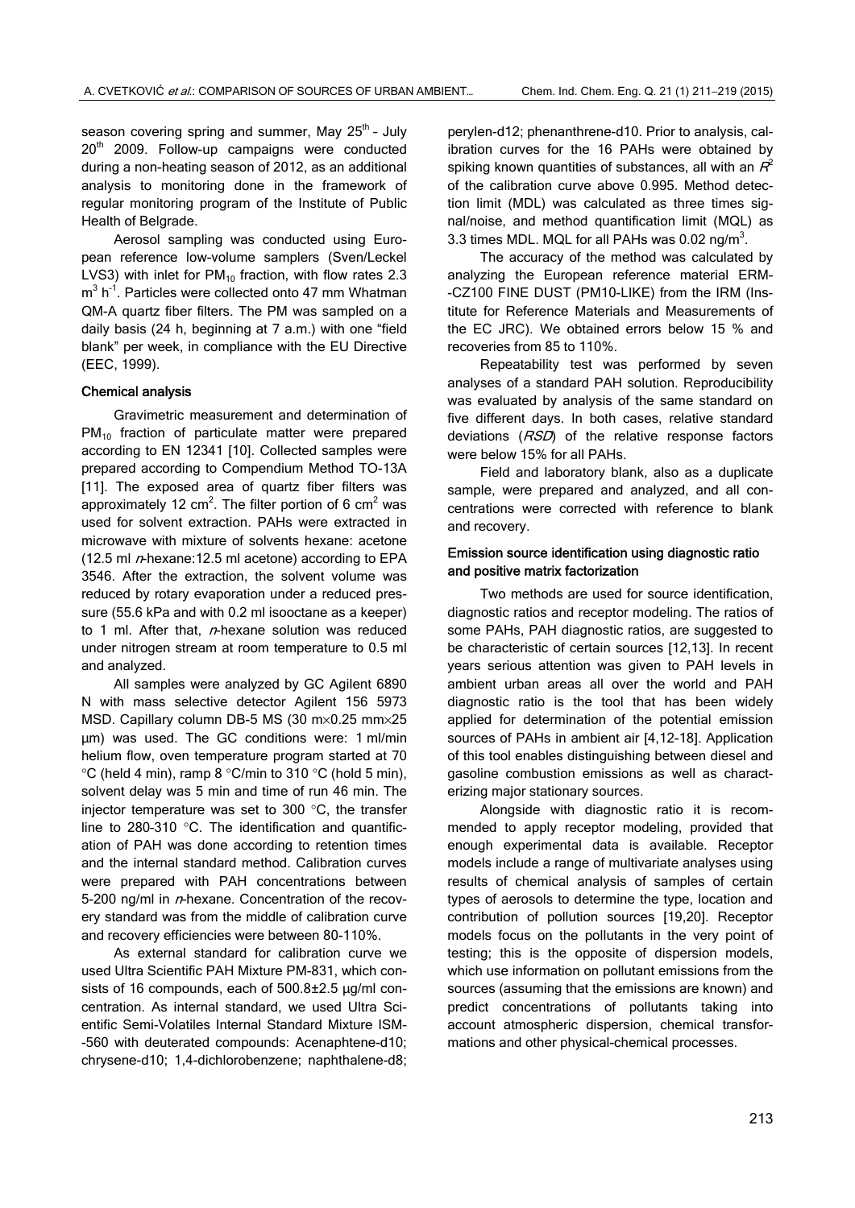season covering spring and summer, May 25$^{th}$ – July 20$^{th}$ 2009. Follow-up campaigns were conducted during a non-heating season of 2012, as an additional analysis to monitoring done in the framework of regular monitoring program of the Institute of Public Health of Belgrade.

Aerosol sampling was conducted using European reference low-volume samplers (Sven/Leckel LVS3) with inlet for $PM_{10}$ fraction, with flow rates 2.3 $m^3 h^{-1}$. Particles were collected onto 47 mm Whatman QM-A quartz fiber filters. The PM was sampled on a daily basis (24 h, beginning at 7 a.m.) with one "field blank" per week, in compliance with the EU Directive (EEC, 1999).

### Chemical analysis

Gravimetric measurement and determination of $PM_{10}$ fraction of particulate matter were prepared according to EN 12341 [10]. Collected samples were prepared according to Compendium Method TO-13A [11]. The exposed area of quartz fiber filters was approximately 12 $cm^2$. The filter portion of 6 $cm^2$ was used for solvent extraction. PAHs were extracted in microwave with mixture of solvents hexane: acetone (12.5 ml *n*-hexane:12.5 ml acetone) according to EPA 3546. After the extraction, the solvent volume was reduced by rotary evaporation under a reduced pressure (55.6 kPa and with 0.2 ml isooctane as a keeper) to 1 ml. After that, *n*-hexane solution was reduced under nitrogen stream at room temperature to 0.5 ml and analyzed.

All samples were analyzed by GC Agilent 6890 N with mass selective detector Agilent 156 5973 MSD. Capillary column DB-5 MS (30 m×0.25 mm×25 μm) was used. The GC conditions were: 1 ml/min helium flow, oven temperature program started at 70 °C (held 4 min), ramp 8 °C/min to 310 °C (hold 5 min), solvent delay was 5 min and time of run 46 min. The injector temperature was set to 300 °C, the transfer line to 280-310 °C. The identification and quantification of PAH was done according to retention times and the internal standard method. Calibration curves were prepared with PAH concentrations between 5-200 ng/ml in *n*-hexane. Concentration of the recovery standard was from the middle of calibration curve and recovery efficiencies were between 80-110%.

As external standard for calibration curve we used Ultra Scientific PAH Mixture PM-831, which consists of 16 compounds, each of 500.8±2.5 μg/ml concentration. As internal standard, we used Ultra Scientific Semi-Volatiles Internal Standard Mixture ISM--560 with deuterated compounds: Acenaphtene-d10; chrysene-d10; 1,4-dichlorobenzene; naphthalene-d8; perylen-d12; phenanthrene-d10. Prior to analysis, calibration curves for the 16 PAHs were obtained by spiking known quantities of substances, all with an $R^2$ of the calibration curve above 0.995. Method detection limit (MDL) was calculated as three times signal/noise, and method quantification limit (MQL) as 3.3 times MDL. MQL for all PAHs was 0.02 ng/$m^3$.

The accuracy of the method was calculated by analyzing the European reference material ERM--CZ100 FINE DUST (PM10-LIKE) from the IRM (Institute for Reference Materials and Measurements of the EC JRC). We obtained errors below 15 % and recoveries from 85 to 110%.

Repeatability test was performed by seven analyses of a standard PAH solution. Reproducibility was evaluated by analysis of the same standard on five different days. In both cases, relative standard deviations (*RSD*) of the relative response factors were below 15% for all PAHs.

Field and laboratory blank, also as a duplicate sample, were prepared and analyzed, and all concentrations were corrected with reference to blank and recovery.

### Emission source identification using diagnostic ratio and positive matrix factorization

Two methods are used for source identification, diagnostic ratios and receptor modeling. The ratios of some PAHs, PAH diagnostic ratios, are suggested to be characteristic of certain sources [12,13]. In recent years serious attention was given to PAH levels in ambient urban areas all over the world and PAH diagnostic ratio is the tool that has been widely applied for determination of the potential emission sources of PAHs in ambient air [4,12-18]. Application of this tool enables distinguishing between diesel and gasoline combustion emissions as well as characterizing major stationary sources.

Alongside with diagnostic ratio it is recommended to apply receptor modeling, provided that enough experimental data is available. Receptor models include a range of multivariate analyses using results of chemical analysis of samples of certain types of aerosols to determine the type, location and contribution of pollution sources [19,20]. Receptor models focus on the pollutants in the very point of testing; this is the opposite of dispersion models, which use information on pollutant emissions from the sources (assuming that the emissions are known) and predict concentrations of pollutants taking into account atmospheric dispersion, chemical transformations and other physical-chemical processes.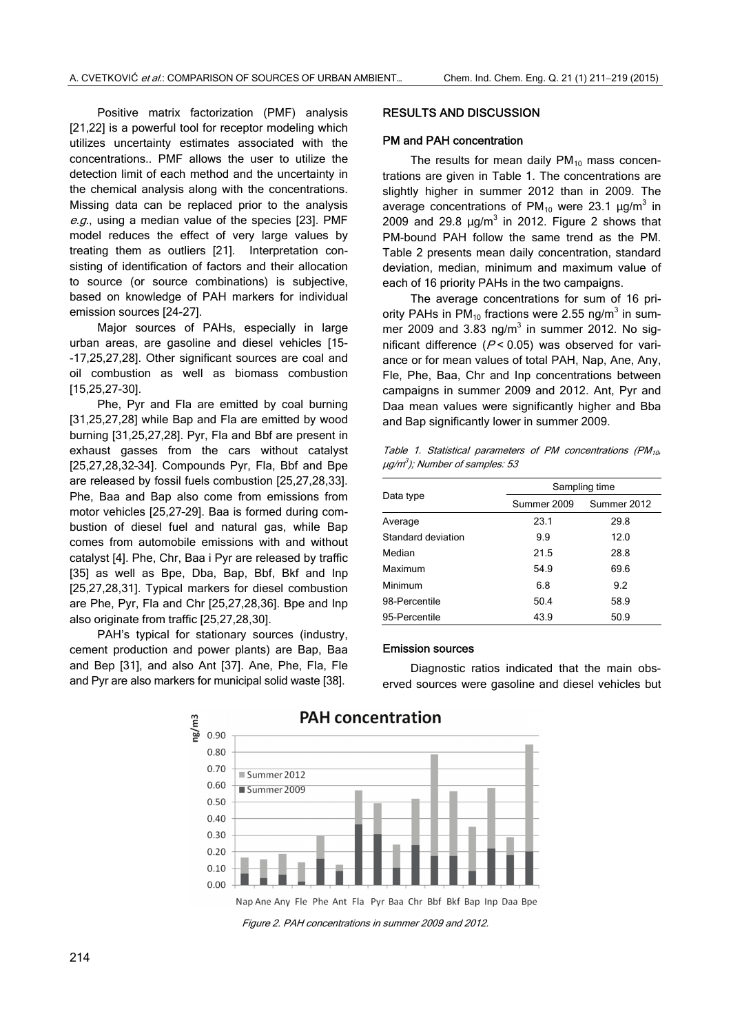Positive matrix factorization (PMF) analysis [21,22] is a powerful tool for receptor modeling which utilizes uncertainty estimates associated with the concentrations.. PMF allows the user to utilize the detection limit of each method and the uncertainty in the chemical analysis along with the concentrations. Missing data can be replaced prior to the analysis *e.g.*, using a median value of the species [23]. PMF model reduces the effect of very large values by treating them as outliers [21]. Interpretation consisting of identification of factors and their allocation to source (or source combinations) is subjective, based on knowledge of PAH markers for individual emission sources [24-27].

Major sources of PAHs, especially in large urban areas, are gasoline and diesel vehicles [15-17,25,27,28]. Other significant sources are coal and oil combustion as well as biomass combustion [15,25,27-30].

Phe, Pyr and Fla are emitted by coal burning [31,25,27,28] while Bap and Fla are emitted by wood burning [31,25,27,28]. Pyr, Fla and Bbf are present in exhaust gasses from the cars without catalyst [25,27,28,32-34]. Compounds Pyr, Fla, Bbf and Bpe are released by fossil fuels combustion [25,27,28,33]. Phe, Baa and Bap also come from emissions from motor vehicles [25,27-29]. Baa is formed during combustion of diesel fuel and natural gas, while Bap comes from automobile emissions with and without catalyst [4]. Phe, Chr, Baa i Pyr are released by traffic [35] as well as Bpe, Dba, Bap, Bbf, Bkf and Inp [25,27,28,31]. Typical markers for diesel combustion are Phe, Pyr, Fla and Chr [25,27,28,36]. Bpe and Inp also originate from traffic [25,27,28,30].

PAH's typical for stationary sources (industry, cement production and power plants) are Bap, Baa and Bep [31], and also Ant [37]. Ane, Phe, Fla, Fle and Pyr are also markers for municipal solid waste [38].

## RESULTS AND DISCUSSION

### PM and PAH concentration

The results for mean daily $PM_{10}$ mass concentrations are given in Table 1. The concentrations are slightly higher in summer 2012 than in 2009. The average concentrations of $PM_{10}$ were 23.1 μg/m$^3$ in 2009 and 29.8 μg/m$^3$ in 2012. Figure 2 shows that PM-bound PAH follow the same trend as the PM. Table 2 presents mean daily concentration, standard deviation, median, minimum and maximum value of each of 16 priority PAHs in the two campaigns.

The average concentrations for sum of 16 priority PAHs in $PM_{10}$ fractions were 2.55 ng/m$^3$ in summer 2009 and 3.83 ng/m$^3$ in summer 2012. No significant difference ($P < 0.05$) was observed for variance or for mean values of total PAH, Nap, Ane, Any, Fle, Phe, Baa, Chr and Inp concentrations between campaigns in summer 2009 and 2012. Ant, Pyr and Daa mean values were significantly higher and Bba and Bap significantly lower in summer 2009.

*Table 1. Statistical parameters of PM concentrations ($PM_{10}$, μg/m$^3$); Number of samples: 53*

| Data type | Sampling time | |
|---|---|---|
| | Summer 2009 | Summer 2012 |
| Average | 23.1 | 29.8 |
| Standard deviation | 9.9 | 12.0 |
| Median | 21.5 | 28.8 |
| Maximum | 54.9 | 69.6 |
| Minimum | 6.8 | 9.2 |
| 98-Percentile | 50.4 | 58.9 |
| 95-Percentile | 43.9 | 50.9 |

### Emission sources

Diagnostic ratios indicated that the main observed sources were gasoline and diesel vehicles but

*Figure 2. PAH concentrations in summer 2009 and 2012.*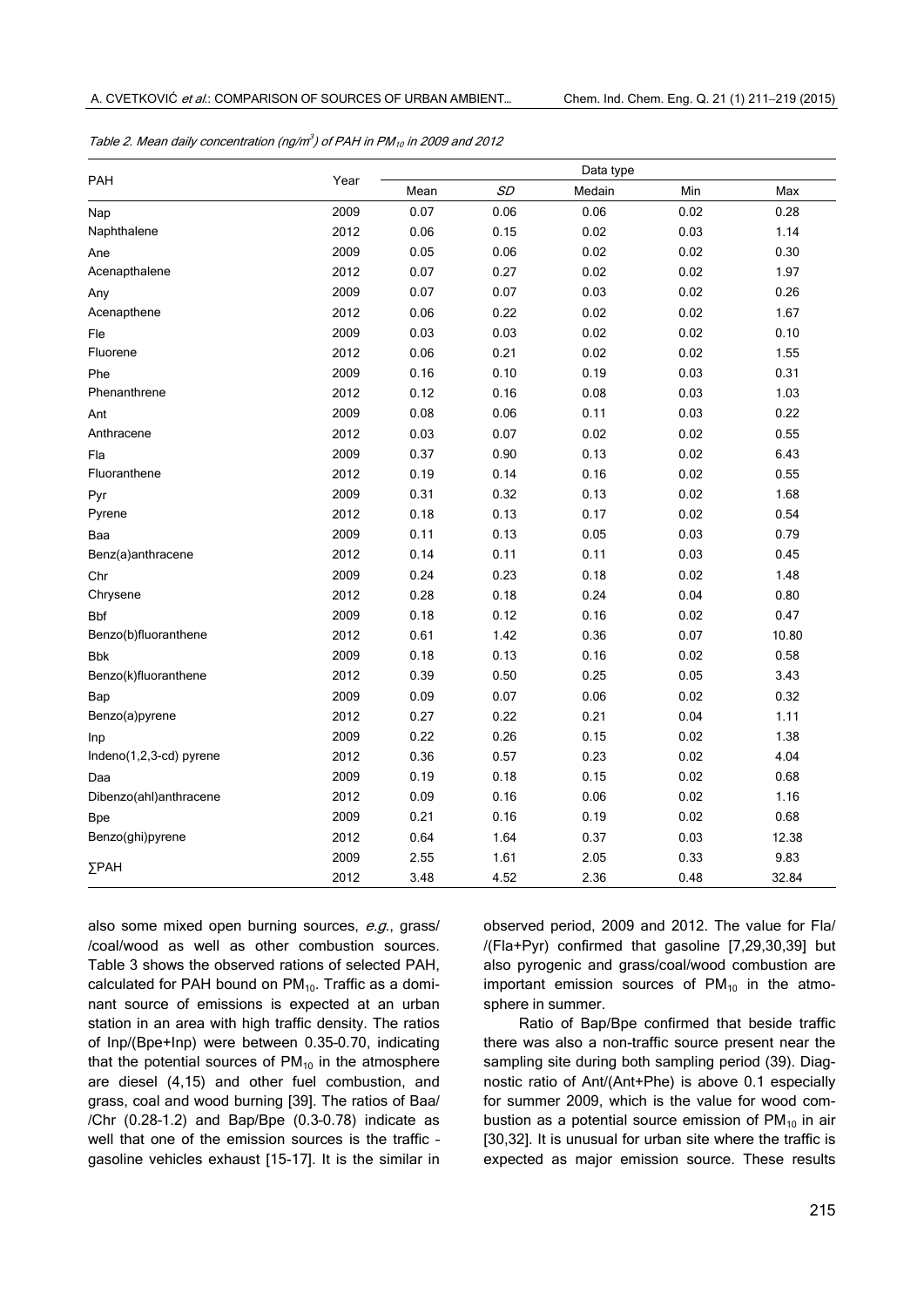*Table 2. Mean daily concentration (ng/m$^3$) of PAH in $PM_{10}$ in 2009 and 2012*

| PAH | Year | Data type | | | | |
|---|---|---|---|---|---|---|
| | | Mean | *SD* | Medain | Min | Max |
| Nap | 2009 | 0.07 | 0.06 | 0.06 | 0.02 | 0.28 |
| Naphthalene | 2012 | 0.06 | 0.15 | 0.02 | 0.03 | 1.14 |
| Ane | 2009 | 0.05 | 0.06 | 0.02 | 0.02 | 0.30 |
| Acenapthalene | 2012 | 0.07 | 0.27 | 0.02 | 0.02 | 1.97 |
| Any | 2009 | 0.07 | 0.07 | 0.03 | 0.02 | 0.26 |
| Acenapthene | 2012 | 0.06 | 0.22 | 0.02 | 0.02 | 1.67 |
| Fle | 2009 | 0.03 | 0.03 | 0.02 | 0.02 | 0.10 |
| Fluorene | 2012 | 0.06 | 0.21 | 0.02 | 0.02 | 1.55 |
| Phe | 2009 | 0.16 | 0.10 | 0.19 | 0.03 | 0.31 |
| Phenanthrene | 2012 | 0.12 | 0.16 | 0.08 | 0.03 | 1.03 |
| Ant | 2009 | 0.08 | 0.06 | 0.11 | 0.03 | 0.22 |
| Anthracene | 2012 | 0.03 | 0.07 | 0.02 | 0.02 | 0.55 |
| Fla | 2009 | 0.37 | 0.90 | 0.13 | 0.02 | 6.43 |
| Fluoranthene | 2012 | 0.19 | 0.14 | 0.16 | 0.02 | 0.55 |
| Pyr | 2009 | 0.31 | 0.32 | 0.13 | 0.02 | 1.68 |
| Pyrene | 2012 | 0.18 | 0.13 | 0.17 | 0.02 | 0.54 |
| Baa | 2009 | 0.11 | 0.13 | 0.05 | 0.03 | 0.79 |
| Benz(a)anthracene | 2012 | 0.14 | 0.11 | 0.11 | 0.03 | 0.45 |
| Chr | 2009 | 0.24 | 0.23 | 0.18 | 0.02 | 1.48 |
| Chrysene | 2012 | 0.28 | 0.18 | 0.24 | 0.04 | 0.80 |
| Bbf | 2009 | 0.18 | 0.12 | 0.16 | 0.02 | 0.47 |
| Benzo(b)fluoranthene | 2012 | 0.61 | 1.42 | 0.36 | 0.07 | 10.80 |
| Bbk | 2009 | 0.18 | 0.13 | 0.16 | 0.02 | 0.58 |
| Benzo(k)fluoranthene | 2012 | 0.39 | 0.50 | 0.25 | 0.05 | 3.43 |
| Bap | 2009 | 0.09 | 0.07 | 0.06 | 0.02 | 0.32 |
| Benzo(a)pyrene | 2012 | 0.27 | 0.22 | 0.21 | 0.04 | 1.11 |
| Inp | 2009 | 0.22 | 0.26 | 0.15 | 0.02 | 1.38 |
| Indeno(1,2,3-cd) pyrene | 2012 | 0.36 | 0.57 | 0.23 | 0.02 | 4.04 |
| Daa | 2009 | 0.19 | 0.18 | 0.15 | 0.02 | 0.68 |
| Dibenzo(ahl)anthracene | 2012 | 0.09 | 0.16 | 0.06 | 0.02 | 1.16 |
| Bpe | 2009 | 0.21 | 0.16 | 0.19 | 0.02 | 0.68 |
| Benzo(ghi)pyrene | 2012 | 0.64 | 1.64 | 0.37 | 0.03 | 12.38 |
| ∑PAH | 2009 | 2.55 | 1.61 | 2.05 | 0.33 | 9.83 |
| | 2012 | 3.48 | 4.52 | 2.36 | 0.48 | 32.84 |

also some mixed open burning sources, *e.g.*, grass/ /coal/wood as well as other combustion sources. Table 3 shows the observed rations of selected PAH, calculated for PAH bound on $PM_{10}$. Traffic as a dominant source of emissions is expected at an urban station in an area with high traffic density. The ratios of Inp/(Bpe+Inp) were between 0.35-0.70, indicating that the potential sources of $PM_{10}$ in the atmosphere are diesel (4,15) and other fuel combustion, and grass, coal and wood burning [39]. The ratios of Baa/ /Chr (0.28-1.2) and Bap/Bpe (0.3-0.78) indicate as well that one of the emission sources is the traffic – gasoline vehicles exhaust [15-17]. It is the similar in observed period, 2009 and 2012. The value for Fla/ /(Fla+Pyr) confirmed that gasoline [7,29,30,39] but also pyrogenic and grass/coal/wood combustion are important emission sources of $PM_{10}$ in the atmosphere in summer.

Ratio of Bap/Bpe confirmed that beside traffic there was also a non-traffic source present near the sampling site during both sampling period (39). Diagnostic ratio of Ant/(Ant+Phe) is above 0.1 especially for summer 2009, which is the value for wood combustion as a potential source emission of $PM_{10}$ in air [30,32]. It is unusual for urban site where the traffic is expected as major emission source. These results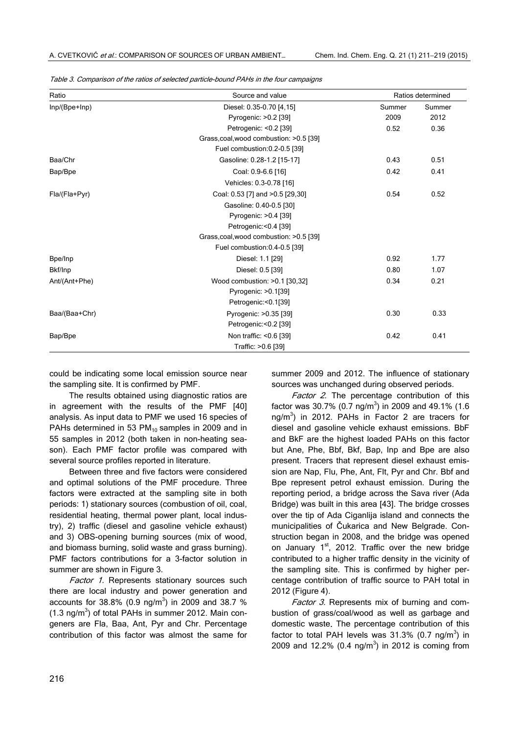Table 3. Comparison of the ratios of selected particle-bound PAHs in the four campaigns

| Ratio | Source and value | Ratios determined | |
|---|---|---|---|
| | | Summer 2009 | Summer 2012 |
| Inp/(Bpe+Inp) | Diesel: 0.35-0.70 [4,15]<br>Pyrogenic: >0.2 [39]<br>Petrogenic: <0.2 [39]<br>Grass,coal,wood combustion: >0.5 [39]<br>Fuel combustion:0.2-0.5 [39] | 0.52 | 0.36 |
| Baa/Chr | Gasoline: 0.28-1.2 [15-17] | 0.43 | 0.51 |
| Bap/Bpe | Coal: 0.9-6.6 [16]<br>Vehicles: 0.3-0.78 [16] | 0.42 | 0.41 |
| Fla/(Fla+Pyr) | Coal: 0.53 [7] and >0.5 [29,30]<br>Gasoline: 0.40-0.5 [30]<br>Pyrogenic: >0.4 [39]<br>Petrogenic:<0.4 [39]<br>Grass,coal,wood combustion: >0.5 [39]<br>Fuel combustion:0.4-0.5 [39] | 0.54 | 0.52 |
| Bpe/Inp | Diesel: 1.1 [29] | 0.92 | 1.77 |
| Bkf/Inp | Diesel: 0.5 [39] | 0.80 | 1.07 |
| Ant/(Ant+Phe) | Wood combustion: >0.1 [30,32]<br>Pyrogenic: >0.1[39]<br>Petrogenic:<0.1[39] | 0.34 | 0.21 |
| Baa/(Baa+Chr) | Pyrogenic: >0.35 [39]<br>Petrogenic:<0.2 [39] | 0.30 | 0.33 |
| Bap/Bpe | Non traffic: <0.6 [39]<br>Traffic: >0.6 [39] | 0.42 | 0.41 |

could be indicating some local emission source near the sampling site. It is confirmed by PMF.

The results obtained using diagnostic ratios are in agreement with the results of the PMF [40] analysis. As input data to PMF we used 16 species of PAHs determined in 53 $PM_{10}$ samples in 2009 and in 55 samples in 2012 (both taken in non-heating season). Each PMF factor profile was compared with several source profiles reported in literature.

Between three and five factors were considered and optimal solutions of the PMF procedure. Three factors were extracted at the sampling site in both periods: 1) stationary sources (combustion of oil, coal, residential heating, thermal power plant, local industry), 2) traffic (diesel and gasoline vehicle exhaust) and 3) OBS-opening burning sources (mix of wood, and biomass burning, solid waste and grass burning). PMF factors contributions for a 3-factor solution in summer are shown in Figure 3.

*Factor 1.* Represents stationary sources such there are local industry and power generation and accounts for 38.8% (0.9 ng/$m^3$) in 2009 and 38.7 % (1.3 ng/$m^3$) of total PAHs in summer 2012. Main congeners are Fla, Baa, Ant, Pyr and Chr. Percentage contribution of this factor was almost the same for summer 2009 and 2012. The influence of stationary sources was unchanged during observed periods.

*Factor 2.* The percentage contribution of this factor was 30.7% (0.7 ng/$m^3$) in 2009 and 49.1% (1.6 ng/$m^3$) in 2012. PAHs in Factor 2 are tracers for diesel and gasoline vehicle exhaust emissions. BbF and BkF are the highest loaded PAHs on this factor but Ane, Phe, Bbf, Bkf, Bap, Inp and Bpe are also present. Tracers that represent diesel exhaust emission are Nap, Flu, Phe, Ant, Flt, Pyr and Chr. Bbf and Bpe represent petrol exhaust emission. During the reporting period, a bridge across the Sava river (Ada Bridge) was built in this area [43]. The bridge crosses over the tip of Ada Ciganlija island and connects the municipalities of Čukarica and New Belgrade. Construction began in 2008, and the bridge was opened on January 1st, 2012. Traffic over the new bridge contributed to a higher traffic density in the vicinity of the sampling site. This is confirmed by higher percentage contribution of traffic source to PAH total in 2012 (Figure 4).

*Factor 3.* Represents mix of burning and combustion of grass/coal/wood as well as garbage and domestic waste. The percentage contribution of this factor to total PAH levels was 31.3% (0.7 ng/$m^3$) in 2009 and 12.2% (0.4 ng/$m^3$) in 2012 is coming from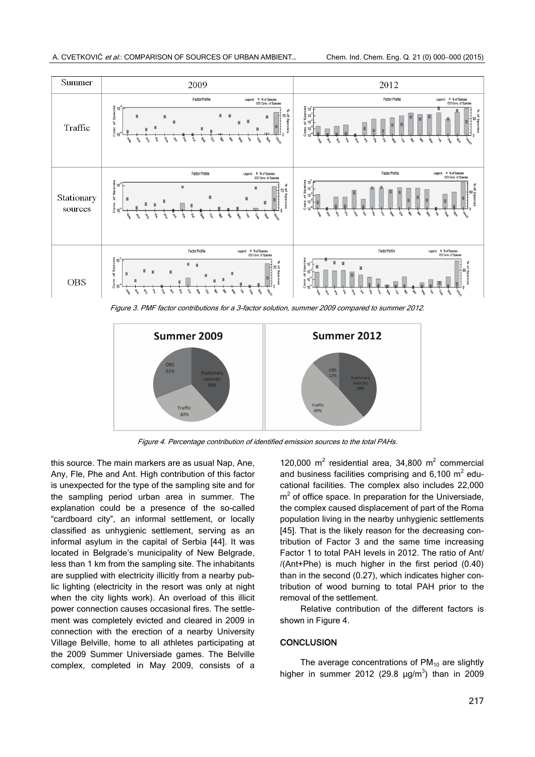Figure 3. PMF factor contributions for a 3-factor solution, summer 2009 compared to summer 2012.

Figure 4. Percentage contribution of identified emission sources to the total PAHs.

this source. The main markers are as usual Nap, Ane, Any, Fle, Phe and Ant. High contribution of this factor is unexpected for the type of the sampling site and for the sampling period urban area in summer. The explanation could be a presence of the so-called "cardboard city", an informal settlement, or locally classified as unhygienic settlement, serving as an informal asylum in the capital of Serbia [44]. It was located in Belgrade's municipality of New Belgrade, less than 1 km from the sampling site. The inhabitants are supplied with electricity illicitly from a nearby public lighting (electricity in the resort was only at night when the city lights work). An overload of this illicit power connection causes occasional fires. The settlement was completely evicted and cleared in 2009 in connection with the erection of a nearby University Village Belville, home to all athletes participating at the 2009 Summer Universiade games. The Belville complex, completed in May 2009, consists of a 120,000 $m^2$ residential area, 34,800 $m^2$ commercial and business facilities comprising and 6,100 $m^2$ educational facilities. The complex also includes 22,000 $m^2$ of office space. In preparation for the Universiade, the complex caused displacement of part of the Roma population living in the nearby unhygienic settlements [45]. That is the likely reason for the decreasing contribution of Factor 3 and the same time increasing Factor 1 to total PAH levels in 2012. The ratio of Ant/ /(Ant+Phe) is much higher in the first period (0.40) than in the second (0.27), which indicates higher contribution of wood burning to total PAH prior to the removal of the settlement.

Relative contribution of the different factors is shown in Figure 4.

## CONCLUSION

The average concentrations of $PM_{10}$ are slightly higher in summer 2012 (29.8 μg/$m^3$) than in 2009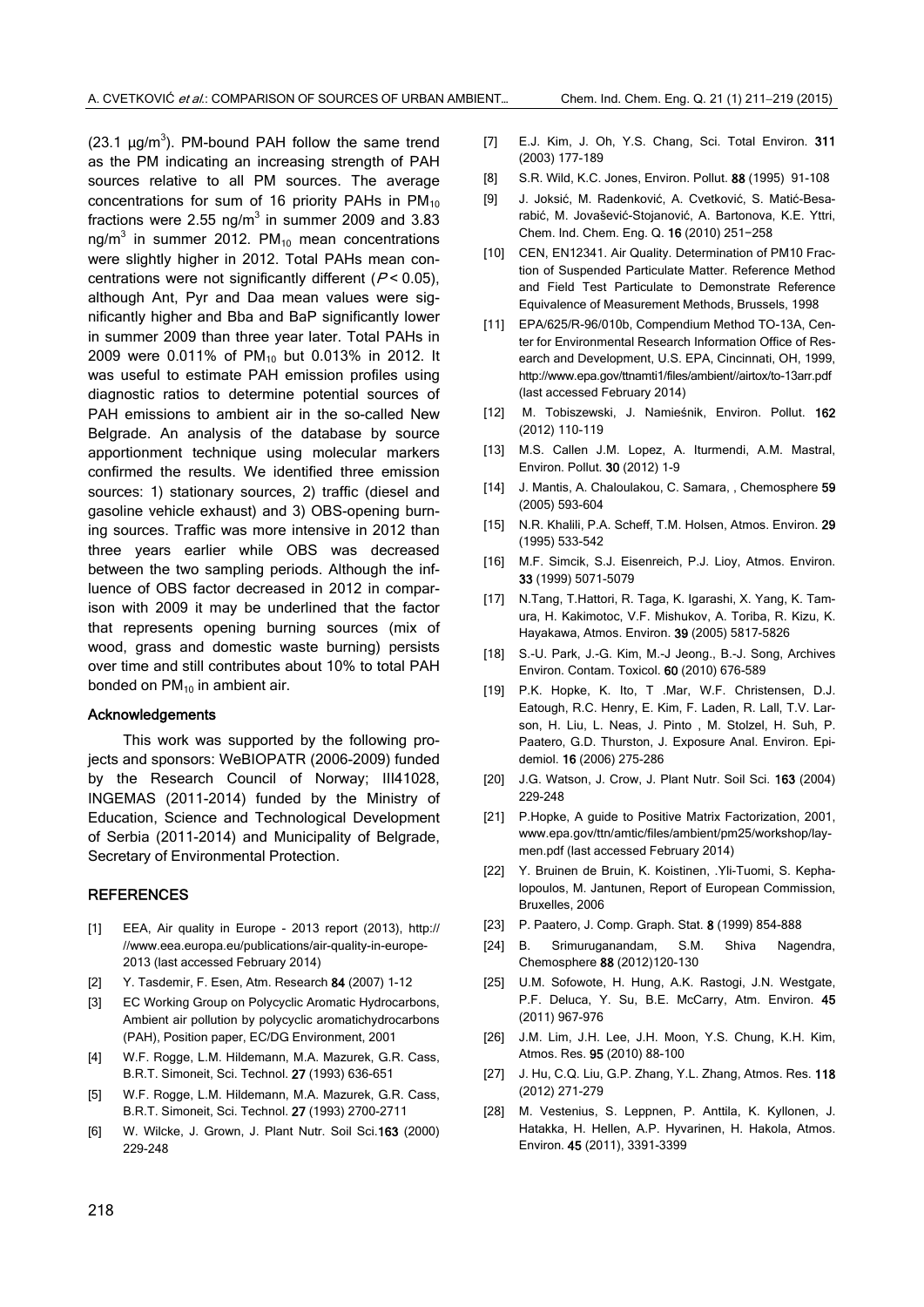(23.1 μg/m$^3$). PM-bound PAH follow the same trend as the PM indicating an increasing strength of PAH sources relative to all PM sources. The average concentrations for sum of 16 priority PAHs in $PM_{10}$ fractions were 2.55 ng/m$^3$ in summer 2009 and 3.83 ng/m$^3$ in summer 2012. $PM_{10}$ mean concentrations were slightly higher in 2012. Total PAHs mean concentrations were not significantly different ($P < 0.05$), although Ant, Pyr and Daa mean values were significantly higher and Bba and BaP significantly lower in summer 2009 than three year later. Total PAHs in 2009 were 0.011% of $PM_{10}$ but 0.013% in 2012. It was useful to estimate PAH emission profiles using diagnostic ratios to determine potential sources of PAH emissions to ambient air in the so-called New Belgrade. An analysis of the database by source apportionment technique using molecular markers confirmed the results. We identified three emission sources: 1) stationary sources, 2) traffic (diesel and gasoline vehicle exhaust) and 3) OBS-opening burning sources. Traffic was more intensive in 2012 than three years earlier while OBS was decreased between the two sampling periods. Although the influence of OBS factor decreased in 2012 in comparison with 2009 it may be underlined that the factor that represents opening burning sources (mix of wood, grass and domestic waste burning) persists over time and still contributes about 10% to total PAH bonded on $PM_{10}$ in ambient air.

## Acknowledgements

This work was supported by the following projects and sponsors: WeBIOPATR (2006-2009) funded by the Research Council of Norway; III41028, INGEMAS (2011-2014) funded by the Ministry of Education, Science and Technological Development of Serbia (2011-2014) and Municipality of Belgrade, Secretary of Environmental Protection.

## REFERENCES

[1] EEA, Air quality in Europe - 2013 report (2013), http:// //www.eea.europa.eu/publications/air-quality-in-europe-2013 (last accessed February 2014)

[2] Y. Tasdemir, F. Esen, Atm. Research **84** (2007) 1-12

[3] EC Working Group on Polycyclic Aromatic Hydrocarbons, Ambient air pollution by polycyclic aromatichydrocarbons (PAH), Position paper, EC/DG Environment, 2001

[4] W.F. Rogge, L.M. Hildemann, M.A. Mazurek, G.R. Cass, B.R.T. Simoneit, Sci. Technol. **27** (1993) 636-651

[5] W.F. Rogge, L.M. Hildemann, M.A. Mazurek, G.R. Cass, B.R.T. Simoneit, Sci. Technol. **27** (1993) 2700-2711

[6] W. Wilcke, J. Grown, J. Plant Nutr. Soil Sci.**163** (2000) 229-248

[7] E.J. Kim, J. Oh, Y.S. Chang, Sci. Total Environ. **311** (2003) 177-189

[8] S.R. Wild, K.C. Jones, Environ. Pollut. **88** (1995) 91-108

[9] J. Joksić, M. Radenković, A. Cvetković, S. Matić-Besarabić, M. Jovašević-Stojanović, A. Bartonova, K.E. Yttri, Chem. Ind. Chem. Eng. Q. **16** (2010) 251−258

[10] CEN, EN12341. Air Quality. Determination of PM10 Fraction of Suspended Particulate Matter. Reference Method and Field Test Particulate to Demonstrate Reference Equivalence of Measurement Methods, Brussels, 1998

[11] EPA/625/R-96/010b, Compendium Method TO-13A, Center for Environmental Research Information Office of Research and Development, U.S. EPA, Cincinnati, OH, 1999, http://www.epa.gov/ttnamti1/files/ambient//airtox/to-13arr.pdf (last accessed February 2014)

[12] M. Tobiszewski, J. Namieśnik, Environ. Pollut. **162** (2012) 110-119

[13] M.S. Callen J.M. Lopez, A. Iturmendi, A.M. Mastral, Environ. Pollut. **30** (2012) 1-9

[14] J. Mantis, A. Chaloulakou, C. Samara, , Chemosphere **59** (2005) 593-604

[15] N.R. Khalili, P.A. Scheff, T.M. Holsen, Atmos. Environ. **29** (1995) 533-542

[16] M.F. Simcik, S.J. Eisenreich, P.J. Lioy, Atmos. Environ. **33** (1999) 5071-5079

[17] N.Tang, T.Hattori, R. Taga, K. Igarashi, X. Yang, K. Tamura, H. Kakimotoc, V.F. Mishukov, A. Toriba, R. Kizu, K. Hayakawa, Atmos. Environ. **39** (2005) 5817-5826

[18] S.-U. Park, J.-G. Kim, M.-J Jeong., B.-J. Song, Archives Environ. Contam. Toxicol. **60** (2010) 676-589

[19] P.K. Hopke, K. Ito, T .Mar, W.F. Christensen, D.J. Eatough, R.C. Henry, E. Kim, F. Laden, R. Lall, T.V. Larson, H. Liu, L. Neas, J. Pinto , M. Stolzel, H. Suh, P. Paatero, G.D. Thurston, J. Exposure Anal. Environ. Epidemiol. **16** (2006) 275-286

[20] J.G. Watson, J. Crow, J. Plant Nutr. Soil Sci. **163** (2004) 229-248

[21] P.Hopke, A guide to Positive Matrix Factorization, 2001, www.epa.gov/ttn/amtic/files/ambient/pm25/workshop/laymen.pdf (last accessed February 2014)

[22] Y. Bruinen de Bruin, K. Koistinen, .Yli-Tuomi, S. Kephalopoulos, M. Jantunen, Report of European Commission, Bruxelles, 2006

[23] P. Paatero, J. Comp. Graph. Stat. **8** (1999) 854-888

[24] B. Srimuruganandam, S.M. Shiva Nagendra, Chemosphere **88** (2012)120-130

[25] U.M. Sofowote, H. Hung, A.K. Rastogi, J.N. Westgate, P.F. Deluca, Y. Su, B.E. McCarry, Atm. Environ. **45** (2011) 967-976

[26] J.M. Lim, J.H. Lee, J.H. Moon, Y.S. Chung, K.H. Kim, Atmos. Res. **95** (2010) 88-100

[27] J. Hu, C.Q. Liu, G.P. Zhang, Y.L. Zhang, Atmos. Res. **118** (2012) 271-279

[28] M. Vestenius, S. Leppnen, P. Anttila, K. Kyllonen, J. Hatakka, H. Hellen, A.P. Hyvarinen, H. Hakola, Atmos. Environ. **45** (2011), 3391-3399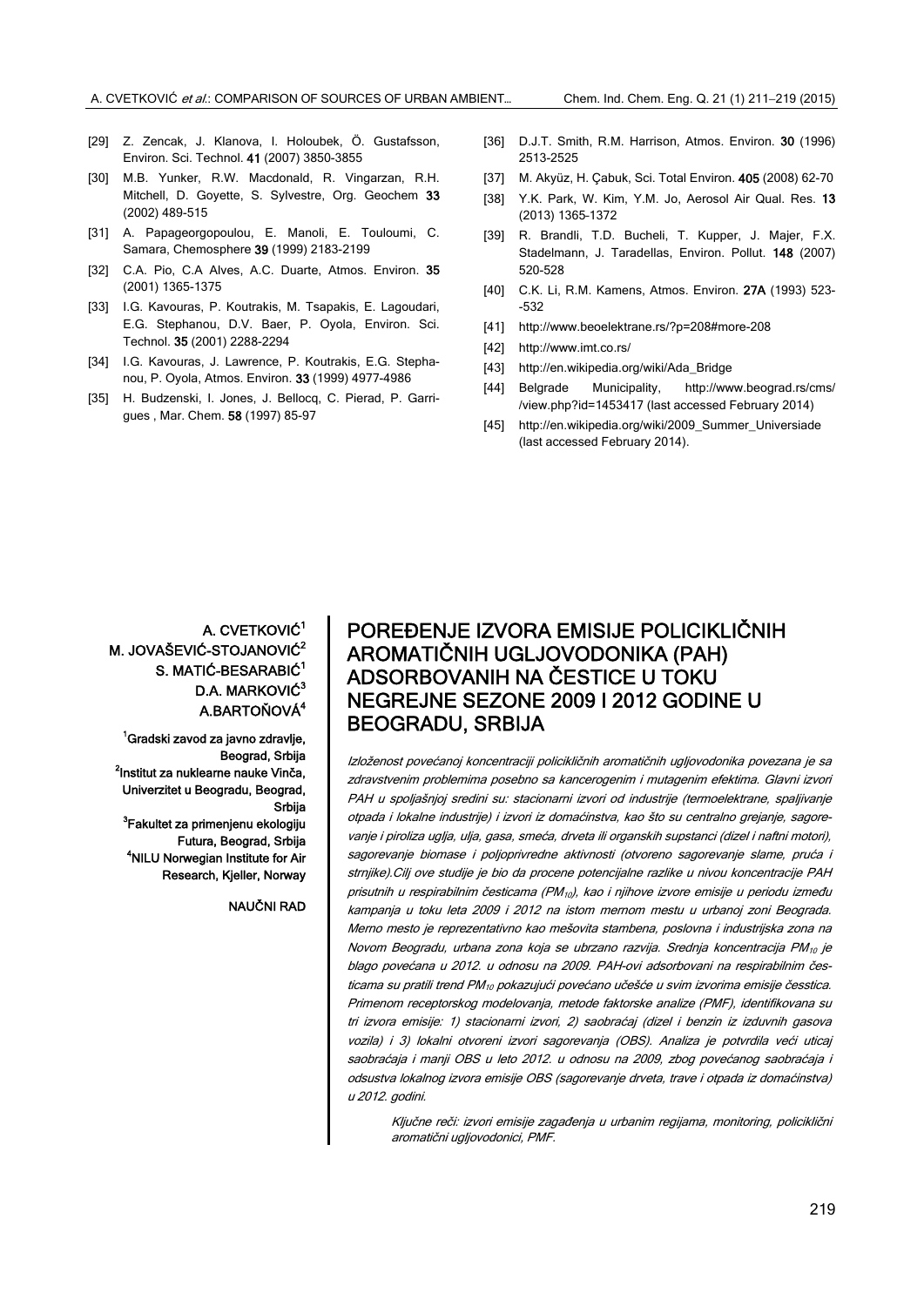[29] Z. Zencak, J. Klanova, I. Holoubek, Ö. Gustafsson, Environ. Sci. Technol. **41** (2007) 3850-3855

[30] M.B. Yunker, R.W. Macdonald, R. Vingarzan, R.H. Mitchell, D. Goyette, S. Sylvestre, Org. Geochem **33** (2002) 489-515

[31] A. Papageorgopoulou, E. Manoli, E. Touloumi, C. Samara, Chemosphere **39** (1999) 2183-2199

[32] C.A. Pio, C.A Alves, A.C. Duarte, Atmos. Environ. **35** (2001) 1365-1375

[33] I.G. Kavouras, P. Koutrakis, M. Tsapakis, E. Lagoudari, E.G. Stephanou, D.V. Baer, P. Oyola, Environ. Sci. Technol. **35** (2001) 2288-2294

[34] I.G. Kavouras, J. Lawrence, P. Koutrakis, E.G. Stephanou, P. Oyola, Atmos. Environ. **33** (1999) 4977-4986

[35] H. Budzenski, I. Jones, J. Bellocq, C. Pierad, P. Garrigues , Mar. Chem. **58** (1997) 85-97

[36] D.J.T. Smith, R.M. Harrison, Atmos. Environ. **30** (1996) 2513-2525

[37] M. Akyüz, H. Çabuk, Sci. Total Environ. **405** (2008) 62-70

[38] Y.K. Park, W. Kim, Y.M. Jo, Aerosol Air Qual. Res. **13** (2013) 1365-1372

[39] R. Brandli, T.D. Bucheli, T. Kupper, J. Majer, F.X. Stadelmann, J. Taradellas, Environ. Pollut. **148** (2007) 520-528

[40] C.K. Li, R.M. Kamens, Atmos. Environ. **27A** (1993) 523--532

[41] http://www.beoelektrane.rs/?p=208#more-208

[42] http://www.imt.co.rs/

[43] http://en.wikipedia.org/wiki/Ada_Bridge

[44] Belgrade Municipality, http://www.beograd.rs/cms/ /view.php?id=1453417 (last accessed February 2014)

[45] http://en.wikipedia.org/wiki/2009_Summer_Universiade (last accessed February 2014).

A. CVETKOVIĆ[1]
M. JOVAŠEVIĆ-STOJANOVIĆ[2]
S. MATIĆ-BESARABIĆ[1]
D.A. MARKOVIĆ[3]
A.BARTOŇOVÁ[4]

[1]Gradski zavod za javno zdravlje, Beograd, Srbija
[2]Institut za nuklearne nauke Vinča, Univerzitet u Beogradu, Beograd, Srbija
[3]Fakultet za primenjenu ekologiju Futura, Beograd, Srbija
[4]NILU Norwegian Institute for Air Research, Kjeller, Norway

NAUČNI RAD

# POREĐENJE IZVORA EMISIJE POLICIKLIČNIH AROMATIČNIH UGLJOVODONIKA (PAH) ADSORBOVANIH NA ČESTICE U TOKU NEGREJNE SEZONE 2009 I 2012 GODINE U BEOGRADU, SRBIJA

*Izloženost povećanoj koncentraciji policikličnih aromatičnih ugljovodonika povezana je sa zdravstvenim problemima posebno sa kancerogenim i mutagenim efektima. Glavni izvori PAH u spoljašnjoj sredini su: stacionarni izvori od industrije (termoelektrane, spaljivanje otpada i lokalne industrije) i izvori iz domaćinstva, kao što su centralno grejanje, sagorevanje i piroliza uglja, ulja, gasa, smeća, drveta ili organskih supstanci (dizel i naftni motori), sagorevanje biomase i poljoprivredne aktivnosti (otvoreno sagorevanje slame, pruća i strnjike).Cilj ove studije je bio da procene potencijalne razlike u nivou koncentracije PAH prisutnih u respirabilnim česticama ($PM_{10}$), kao i njihove izvore emisije u periodu između kampanja u toku leta 2009 i 2012 na istom mernom mestu u urbanoj zoni Beograda. Merno mesto je reprezentativno kao mešovita stambena, poslovna i industrijska zona na Novom Beogradu, urbana zona koja se ubrzano razvija. Srednja koncentracija $PM_{10}$ je blago povećana u 2012. u odnosu na 2009. PAH-ovi adsorbovani na respirabilnim česticama su pratili trend $PM_{10}$ pokazujući povećano učešće u svim izvorima emisije čestica. Primenom receptorskog modelovanja, metode faktorske analize (PMF), identifikovana su tri izvora emisije: 1) stacionarni izvori, 2) saobraćaj (dizel i benzin iz izduvnih gasova vozila) i 3) lokalni otvoreni izvori sagorevanja (OBS). Analiza je potvrdila veći uticaj saobraćaja i manji OBS u leto 2012. u odnosu na 2009, zbog povećanog saobraćaja i odsustva lokalnog izvora emisije OBS (sagorevanje drveta, trave i otpada iz domaćinstva) u 2012. godini.*

*Ključne reči: izvori emisije zagađenja u urbanim regijama, monitoring, policiklični aromatični ugljovodonici, PMF.*